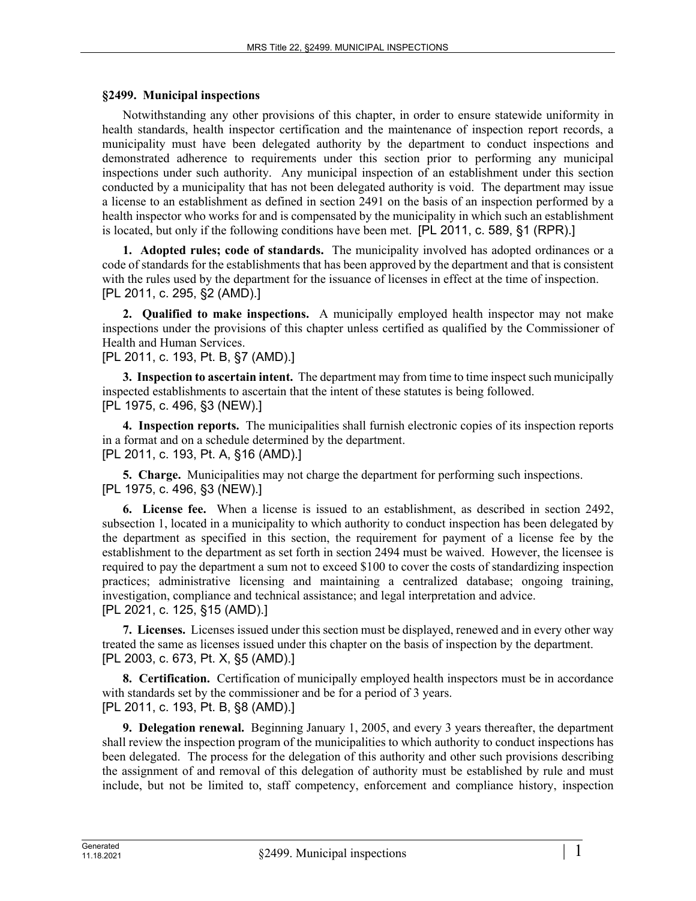### §2499. Municipal inspections

Notwithstanding any other provisions of this chapter, in order to ensure statewide uniformity in health standards, health inspector certification and the maintenance of inspection report records, a municipality must have been delegated authority by the department to conduct inspections and demonstrated adherence to requirements under this section prior to performing any municipal inspections under such authority. Any municipal inspection of an establishment under this section conducted by a municipality that has not been delegated authority is void. The department may issue a license to an establishment as defined in section 2491 on the basis of an inspection performed by a health inspector who works for and is compensated by the municipality in which such an establishment is located, but only if the following conditions have been met. [PL 2011, c. 589, §1 (RPR).]

**1. Adopted rules; code of standards.** The municipality involved has adopted ordinances or a code of standards for the establishments that has been approved by the department and that is consistent with the rules used by the department for the issuance of licenses in effect at the time of inspection. [PL 2011, c. 295, §2 (AMD).]

**2. Qualified to make inspections.** A municipally employed health inspector may not make inspections under the provisions of this chapter unless certified as qualified by the Commissioner of Health and Human Services.
[PL 2011, c. 193, Pt. B, §7 (AMD).]

**3. Inspection to ascertain intent.** The department may from time to time inspect such municipally inspected establishments to ascertain that the intent of these statutes is being followed.
[PL 1975, c. 496, §3 (NEW).]

**4. Inspection reports.** The municipalities shall furnish electronic copies of its inspection reports in a format and on a schedule determined by the department.
[PL 2011, c. 193, Pt. A, §16 (AMD).]

**5. Charge.** Municipalities may not charge the department for performing such inspections.
[PL 1975, c. 496, §3 (NEW).]

**6. License fee.** When a license is issued to an establishment, as described in section 2492, subsection 1, located in a municipality to which authority to conduct inspection has been delegated by the department as specified in this section, the requirement for payment of a license fee by the establishment to the department as set forth in section 2494 must be waived. However, the licensee is required to pay the department a sum not to exceed $100 to cover the costs of standardizing inspection practices; administrative licensing and maintaining a centralized database; ongoing training, investigation, compliance and technical assistance; and legal interpretation and advice.
[PL 2021, c. 125, §15 (AMD).]

**7. Licenses.** Licenses issued under this section must be displayed, renewed and in every other way treated the same as licenses issued under this chapter on the basis of inspection by the department.
[PL 2003, c. 673, Pt. X, §5 (AMD).]

**8. Certification.** Certification of municipally employed health inspectors must be in accordance with standards set by the commissioner and be for a period of 3 years.
[PL 2011, c. 193, Pt. B, §8 (AMD).]

**9. Delegation renewal.** Beginning January 1, 2005, and every 3 years thereafter, the department shall review the inspection program of the municipalities to which authority to conduct inspections has been delegated. The process for the delegation of this authority and other such provisions describing the assignment of and removal of this delegation of authority must be established by rule and must include, but not be limited to, staff competency, enforcement and compliance history, inspection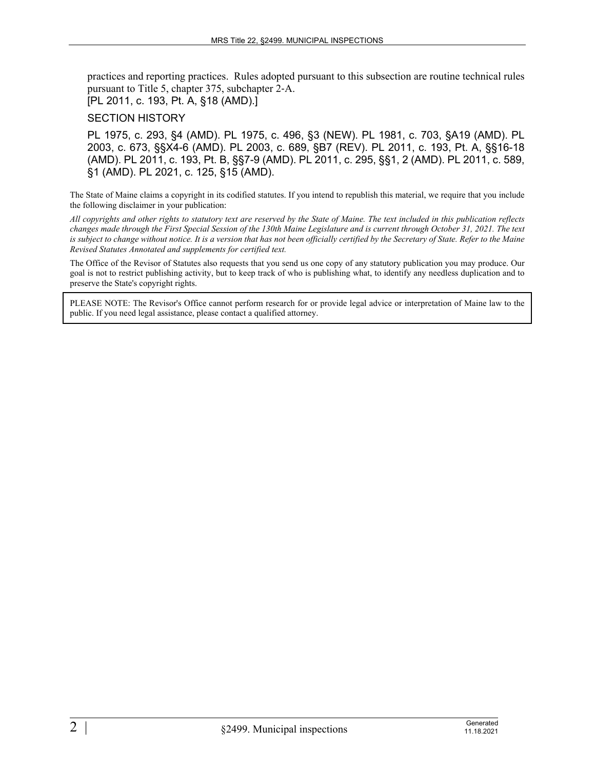practices and reporting practices. Rules adopted pursuant to this subsection are routine technical rules pursuant to Title 5, chapter 375, subchapter 2-A.

[PL 2011, c. 193, Pt. A, §18 (AMD).]

SECTION HISTORY

PL 1975, c. 293, §4 (AMD). PL 1975, c. 496, §3 (NEW). PL 1981, c. 703, §A19 (AMD). PL 2003, c. 673, §§X4-6 (AMD). PL 2003, c. 689, §B7 (REV). PL 2011, c. 193, Pt. A, §§16-18 (AMD). PL 2011, c. 193, Pt. B, §§7-9 (AMD). PL 2011, c. 295, §§1, 2 (AMD). PL 2011, c. 589, §1 (AMD). PL 2021, c. 125, §15 (AMD).

The State of Maine claims a copyright in its codified statutes. If you intend to republish this material, we require that you include the following disclaimer in your publication:

*All copyrights and other rights to statutory text are reserved by the State of Maine. The text included in this publication reflects changes made through the First Special Session of the 130th Maine Legislature and is current through October 31, 2021. The text is subject to change without notice. It is a version that has not been officially certified by the Secretary of State. Refer to the Maine Revised Statutes Annotated and supplements for certified text.*

The Office of the Revisor of Statutes also requests that you send us one copy of any statutory publication you may produce. Our goal is not to restrict publishing activity, but to keep track of who is publishing what, to identify any needless duplication and to preserve the State's copyright rights.

PLEASE NOTE: The Revisor's Office cannot perform research for or provide legal advice or interpretation of Maine law to the public. If you need legal assistance, please contact a qualified attorney.